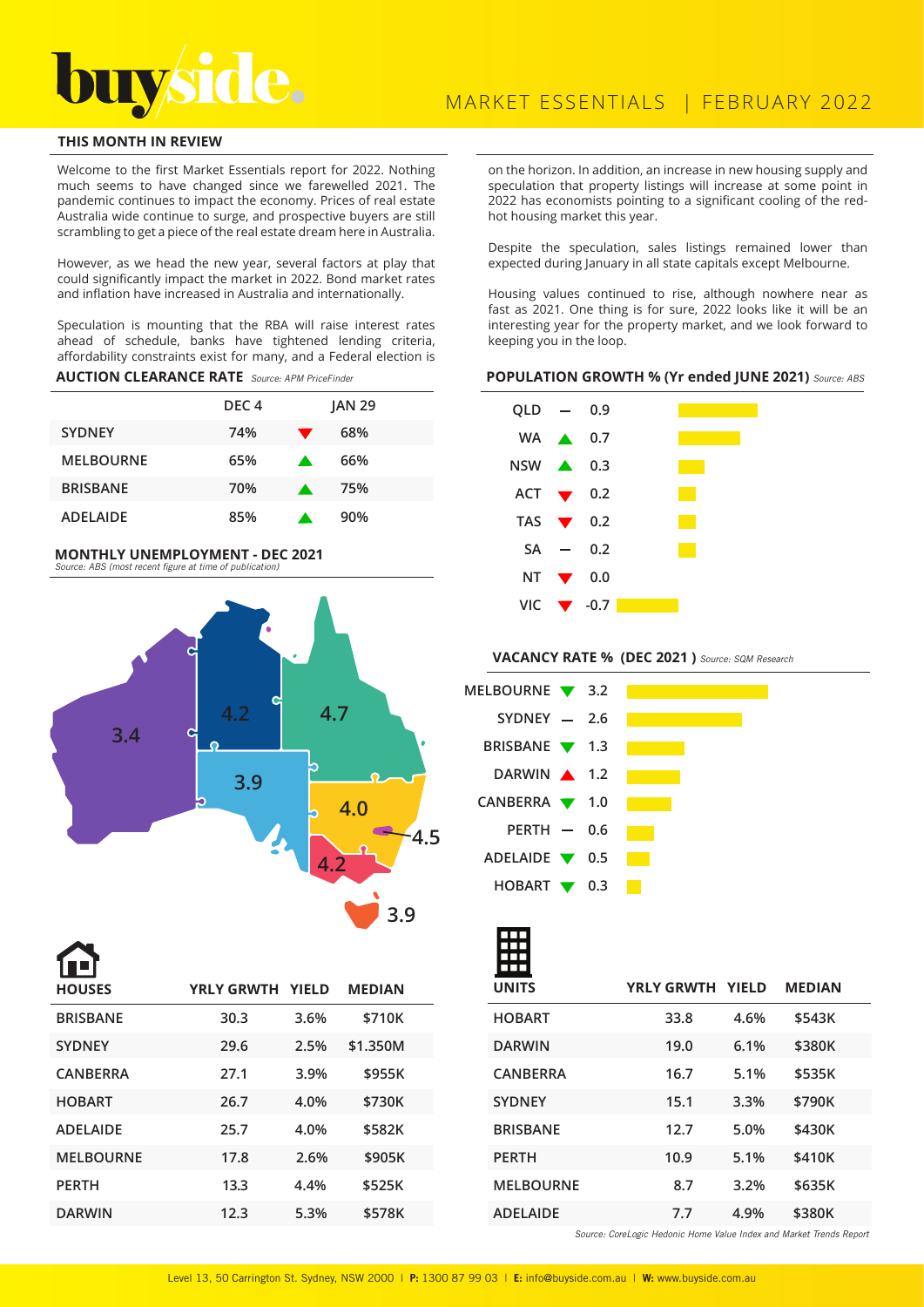# buyside.

MARKET ESSENTIALS | FEBRUARY 2022

## THIS MONTH IN REVIEW

Welcome to the first Market Essentials report for 2022. Nothing much seems to have changed since we farewelled 2021. The pandemic continues to impact the economy. Prices of real estate Australia wide continue to surge, and prospective buyers are still scrambling to get a piece of the real estate dream here in Australia.

However, as we head the new year, several factors at play that could significantly impact the market in 2022. Bond market rates and inflation have increased in Australia and internationally.

Speculation is mounting that the RBA will raise interest rates ahead of schedule, banks have tightened lending criteria, affordability constraints exist for many, and a Federal election is on the horizon. In addition, an increase in new housing supply and speculation that property listings will increase at some point in 2022 has economists pointing to a significant cooling of the red-hot housing market this year.

Despite the speculation, sales listings remained lower than expected during January in all state capitals except Melbourne.

Housing values continued to rise, although nowhere near as fast as 2021. One thing is for sure, 2022 looks like it will be an interesting year for the property market, and we look forward to keeping you in the loop.

### AUCTION CLEARANCE RATE *Source: APM PriceFinder*

| | DEC 4 | | JAN 29 |
|---|---|---|---|
| SYDNEY | 74% | ▼ | 68% |
| MELBOURNE | 65% | ▲ | 66% |
| BRISBANE | 70% | ▲ | 75% |
| ADELAIDE | 85% | ▲ | 90% |

### MONTHLY UNEMPLOYMENT - DEC 2021
*Source: ABS (most recent figure at time of publication)*

| State | Unemployment |
|---|---|
| WA | 3.4 |
| NT | 4.2 |
| QLD | 4.7 |
| SA | 3.9 |
| NSW | 4.0 |
| ACT | 4.5 |
| VIC | 4.2 |
| TAS | 3.9 |

### POPULATION GROWTH % (Yr ended JUNE 2021) *Source: ABS*

| State | | Growth |
|---|---|---|
| QLD | — | 0.9 |
| WA | ▲ | 0.7 |
| NSW | ▲ | 0.3 |
| ACT | ▼ | 0.2 |
| TAS | ▼ | 0.2 |
| SA | — | 0.2 |
| NT | ▼ | 0.0 |
| VIC | ▼ | -0.7 |

### VACANCY RATE % (DEC 2021) *Source: SQM Research*

| City | | Rate |
|---|---|---|
| MELBOURNE | ▼ | 3.2 |
| SYDNEY | — | 2.6 |
| BRISBANE | ▼ | 1.3 |
| DARWIN | ▲ | 1.2 |
| CANBERRA | ▼ | 1.0 |
| PERTH | — | 0.6 |
| ADELAIDE | ▼ | 0.5 |
| HOBART | ▼ | 0.3 |

### HOUSES

| HOUSES | YRLY GRWTH | YIELD | MEDIAN |
|---|---|---|---|
| BRISBANE | 30.3 | 3.6% | $710K |
| SYDNEY | 29.6 | 2.5% | $1.350M |
| CANBERRA | 27.1 | 3.9% | $955K |
| HOBART | 26.7 | 4.0% | $730K |
| ADELAIDE | 25.7 | 4.0% | $582K |
| MELBOURNE | 17.8 | 2.6% | $905K |
| PERTH | 13.3 | 4.4% | $525K |
| DARWIN | 12.3 | 5.3% | $578K |

### UNITS

| UNITS | YRLY GRWTH | YIELD | MEDIAN |
|---|---|---|---|
| HOBART | 33.8 | 4.6% | $543K |
| DARWIN | 19.0 | 6.1% | $380K |
| CANBERRA | 16.7 | 5.1% | $535K |
| SYDNEY | 15.1 | 3.3% | $790K |
| BRISBANE | 12.7 | 5.0% | $430K |
| PERTH | 10.9 | 5.1% | $410K |
| MELBOURNE | 8.7 | 3.2% | $635K |
| ADELAIDE | 7.7 | 4.9% | $380K |

*Source: CoreLogic Hedonic Home Value Index and Market Trends Report*

Level 13, 50 Carrington St. Sydney, NSW 2000 | **P:** 1300 87 99 03 | **E:** info@buyside.com.au | **W:** www.buyside.com.au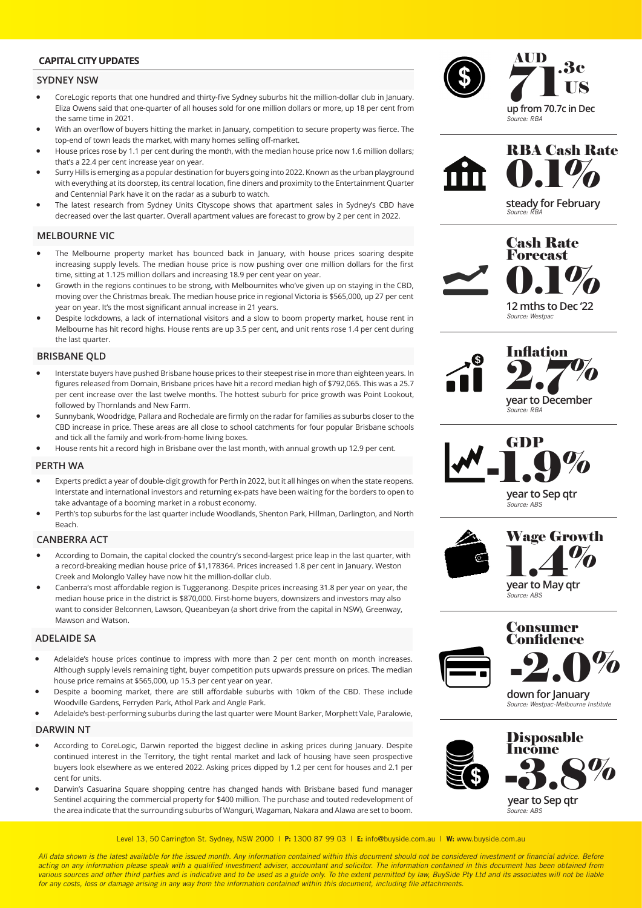## CAPITAL CITY UPDATES

### SYDNEY NSW

- CoreLogic reports that one hundred and thirty-five Sydney suburbs hit the million-dollar club in January. Eliza Owens said that one-quarter of all houses sold for one million dollars or more, up 18 per cent from the same time in 2021.
- With an overflow of buyers hitting the market in January, competition to secure property was fierce. The top-end of town leads the market, with many homes selling off-market.
- House prices rose by 1.1 per cent during the month, with the median house price now 1.6 million dollars; that's a 22.4 per cent increase year on year.
- Surry Hills is emerging as a popular destination for buyers going into 2022. Known as the urban playground with everything at its doorstep, its central location, fine diners and proximity to the Entertainment Quarter and Centennial Park have it on the radar as a suburb to watch.
- The latest research from Sydney Units Cityscope shows that apartment sales in Sydney's CBD have decreased over the last quarter. Overall apartment values are forecast to grow by 2 per cent in 2022.

### MELBOURNE VIC

- The Melbourne property market has bounced back in January, with house prices soaring despite increasing supply levels. The median house price is now pushing over one million dollars for the first time, sitting at 1.125 million dollars and increasing 18.9 per cent year on year.
- Growth in the regions continues to be strong, with Melbournites who've given up on staying in the CBD, moving over the Christmas break. The median house price in regional Victoria is $565,000, up 27 per cent year on year. It's the most significant annual increase in 21 years.
- Despite lockdowns, a lack of international visitors and a slow to boom property market, house rent in Melbourne has hit record highs. House rents are up 3.5 per cent, and unit rents rose 1.4 per cent during the last quarter.

### BRISBANE QLD

- Interstate buyers have pushed Brisbane house prices to their steepest rise in more than eighteen years. In figures released from Domain, Brisbane prices have hit a record median high of $792,065. This was a 25.7 per cent increase over the last twelve months. The hottest suburb for price growth was Point Lookout, followed by Thornlands and New Farm.
- Sunnybank, Woodridge, Pallara and Rochedale are firmly on the radar for families as suburbs closer to the CBD increase in price. These areas are all close to school catchments for four popular Brisbane schools and tick all the family and work-from-home living boxes.
- House rents hit a record high in Brisbane over the last month, with annual growth up 12.9 per cent.

### PERTH WA

- Experts predict a year of double-digit growth for Perth in 2022, but it all hinges on when the state reopens. Interstate and international investors and returning ex-pats have been waiting for the borders to open to take advantage of a booming market in a robust economy.
- Perth's top suburbs for the last quarter include Woodlands, Shenton Park, Hillman, Darlington, and North Beach.

### CANBERRA ACT

- According to Domain, the capital clocked the country's second-largest price leap in the last quarter, with a record-breaking median house price of $1,178364. Prices increased 1.8 per cent in January. Weston Creek and Molonglo Valley have now hit the million-dollar club.
- Canberra's most affordable region is Tuggeranong. Despite prices increasing 31.8 per year on year, the median house price in the district is $870,000. First-home buyers, downsizers and investors may also want to consider Belconnen, Lawson, Queanbeyan (a short drive from the capital in NSW), Greenway, Mawson and Watson.

### ADELAIDE SA

- Adelaide's house prices continue to impress with more than 2 per cent month on month increases. Although supply levels remaining tight, buyer competition puts upwards pressure on prices. The median house price remains at $565,000, up 15.3 per cent year on year.
- Despite a booming market, there are still affordable suburbs with 10km of the CBD. These include Woodville Gardens, Ferryden Park, Athol Park and Angle Park.
- Adelaide's best-performing suburbs during the last quarter were Mount Barker, Morphett Vale, Paralowie,

### DARWIN NT

- According to CoreLogic, Darwin reported the biggest decline in asking prices during January. Despite continued interest in the Territory, the tight rental market and lack of housing have seen prospective buyers look elsewhere as we entered 2022. Asking prices dipped by 1.2 per cent for houses and 2.1 per cent for units.
- Darwin's Casuarina Square shopping centre has changed hands with Brisbane based fund manager Sentinel acquiring the commercial property for $400 million. The purchase and touted redevelopment of the area indicate that the surrounding suburbs of Wanguri, Wagaman, Nakara and Alawa are set to boom.

---

**AUD 71.3c US**
up from 70.7c in Dec
*Source: RBA*

**RBA Cash Rate 0.1%**
steady for February
*Source: RBA*

**Cash Rate Forecast 0.1%**
12 mths to Dec '22
*Source: Westpac*

**Inflation 2.7%**
year to December
*Source: RBA*

**GDP -1.9%**
year to Sep qtr
*Source: ABS*

**Wage Growth 1.4%**
year to May qtr
*Source: ABS*

**Consumer Confidence -2.0%**
down for January
*Source: Westpac-Melbourne Institute*

**Disposable Income -3.8%**
year to Sep qtr
*Source: ABS*

---

Level 13, 50 Carrington St. Sydney, NSW 2000 | **P:** 1300 87 99 03 | **E:** info@buyside.com.au | **W:** www.buyside.com.au

*All data shown is the latest available for the issued month. Any information contained within this document should not be considered investment or financial advice. Before acting on any information please speak with a qualified investment adviser, accountant and solicitor. The information contained in this document has been obtained from various sources and other third parties and is indicative and to be used as a guide only. To the extent permitted by law, BuySide Pty Ltd and its associates will not be liable for any costs, loss or damage arising in any way from the information contained within this document, including file attachments.*